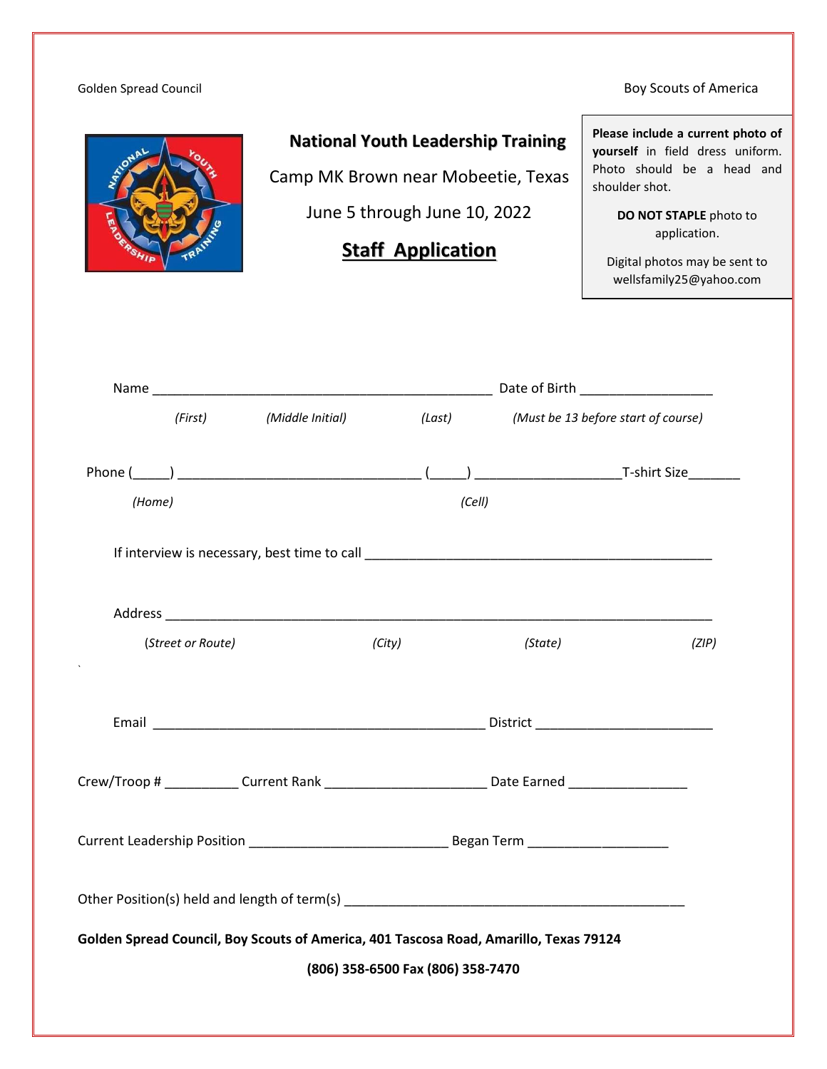Golden Spread Council

Boy Scouts of America

# National Youth Leadership Training

Camp MK Brown near Mobeetie, Texas

June 5 through June 10, 2022

## Staff Application

**Please include a current photo of yourself** in field dress uniform. Photo should be a head and shoulder shot.

**DO NOT STAPLE** photo to application.

Digital photos may be sent to wellsfamily25@yahoo.com

Name ______________________________________________ Date of Birth _________________

*(First)* *(Middle Initial)* *(Last)* *(Must be 13 before start of course)*

Phone (_____) _________________________________ (_____) ___________________T-shirt Size_______

*(Home)* *(Cell)*

If interview is necessary, best time to call _______________________________________________

Address ________________________________________________________________________

(*Street or Route)* *(City)* *(State)* *(ZIP)*

Email _____________________________________________ District _______________________

Crew/Troop # __________ Current Rank _____________________ Date Earned _______________

Current Leadership Position ___________________________ Began Term __________________

Other Position(s) held and length of term(s) ____________________________________________

**Golden Spread Council, Boy Scouts of America, 401 Tascosa Road, Amarillo, Texas 79124**

**(806) 358-6500 Fax (806) 358-7470**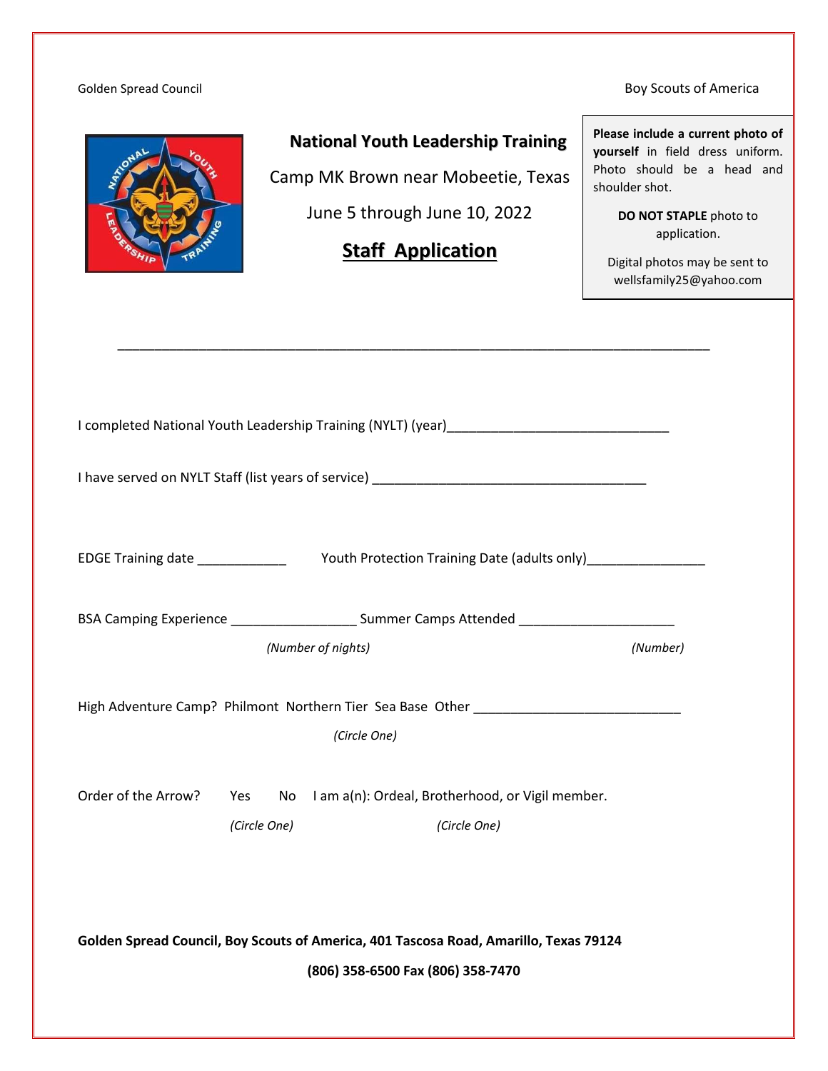Golden Spread Council

Boy Scouts of America

# National Youth Leadership Training

Camp MK Brown near Mobeetie, Texas

June 5 through June 10, 2022

## Staff Application

**Please include a current photo of yourself** in field dress uniform. Photo should be a head and shoulder shot.

**DO NOT STAPLE** photo to application.

Digital photos may be sent to wellsfamily25@yahoo.com

___

I completed National Youth Leadership Training (NYLT) (year)______________________________

I have served on NYLT Staff (list years of service) ____________________________________

EDGE Training date ____________ Youth Protection Training Date (adults only)________________

BSA Camping Experience _________________ Summer Camps Attended _____________________

*(Number of nights)* *(Number)*

High Adventure Camp? Philmont Northern Tier Sea Base Other ____________________________

*(Circle One)*

Order of the Arrow? Yes No I am a(n): Ordeal, Brotherhood, or Vigil member.

*(Circle One)* *(Circle One)*

**Golden Spread Council, Boy Scouts of America, 401 Tascosa Road, Amarillo, Texas 79124**

**(806) 358-6500 Fax (806) 358-7470**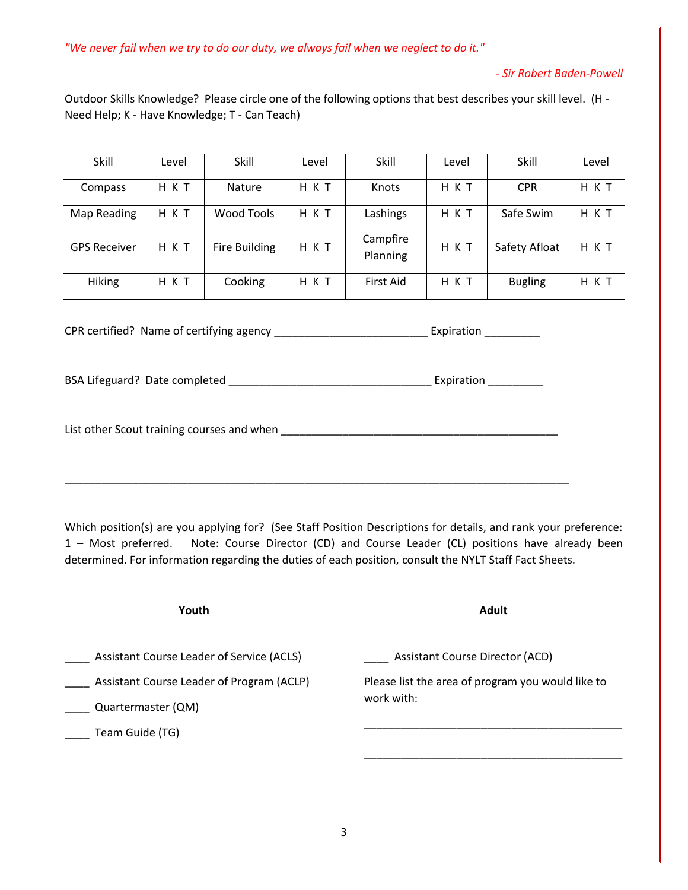*"We never fail when we try to do our duty, we always fail when we neglect to do it."*

*- Sir Robert Baden-Powell*

Outdoor Skills Knowledge? Please circle one of the following options that best describes your skill level. (H - Need Help; K - Have Knowledge; T - Can Teach)

| Skill | Level | Skill | Level | Skill | Level | Skill | Level |
|---|---|---|---|---|---|---|---|
| Compass | H K T | Nature | H K T | Knots | H K T | CPR | H K T |
| Map Reading | H K T | Wood Tools | H K T | Lashings | H K T | Safe Swim | H K T |
| GPS Receiver | H K T | Fire Building | H K T | Campfire Planning | H K T | Safety Afloat | H K T |
| Hiking | H K T | Cooking | H K T | First Aid | H K T | Bugling | H K T |

CPR certified? Name of certifying agency ________________________ Expiration _________

BSA Lifeguard? Date completed ________________________________ Expiration _________

List other Scout training courses and when ____________________________________________

________________________________________________________________________________

Which position(s) are you applying for? (See Staff Position Descriptions for details, and rank your preference: 1 – Most preferred. Note: Course Director (CD) and Course Leader (CL) positions have already been determined. For information regarding the duties of each position, consult the NYLT Staff Fact Sheets.

**Youth**

____ Assistant Course Leader of Service (ACLS)

____ Assistant Course Leader of Program (ACLP)

____ Quartermaster (QM)

____ Team Guide (TG)

**Adult**

____ Assistant Course Director (ACD)

Please list the area of program you would like to work with:

__________________________________________

__________________________________________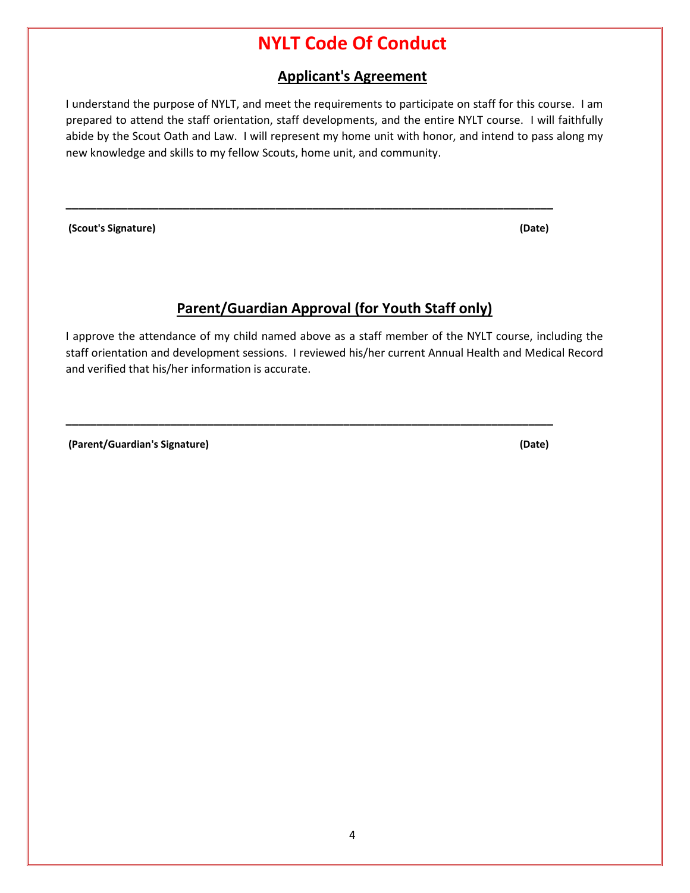# NYLT Code Of Conduct

## Applicant's Agreement

I understand the purpose of NYLT, and meet the requirements to participate on staff for this course. I am prepared to attend the staff orientation, staff developments, and the entire NYLT course. I will faithfully abide by the Scout Oath and Law. I will represent my home unit with honor, and intend to pass along my new knowledge and skills to my fellow Scouts, home unit, and community.

\_\_\_\_\_\_\_\_\_\_\_\_\_\_\_\_\_\_\_\_\_\_\_\_\_\_\_\_\_\_\_\_\_\_\_\_\_\_\_\_\_\_\_\_\_\_\_\_\_\_\_\_\_\_\_\_\_\_\_\_\_\_\_\_\_\_\_\_\_\_\_\_

**(Scout's Signature)** **(Date)**

## Parent/Guardian Approval (for Youth Staff only)

I approve the attendance of my child named above as a staff member of the NYLT course, including the staff orientation and development sessions. I reviewed his/her current Annual Health and Medical Record and verified that his/her information is accurate.

\_\_\_\_\_\_\_\_\_\_\_\_\_\_\_\_\_\_\_\_\_\_\_\_\_\_\_\_\_\_\_\_\_\_\_\_\_\_\_\_\_\_\_\_\_\_\_\_\_\_\_\_\_\_\_\_\_\_\_\_\_\_\_\_\_\_\_\_\_\_\_\_

**(Parent/Guardian's Signature)** **(Date)**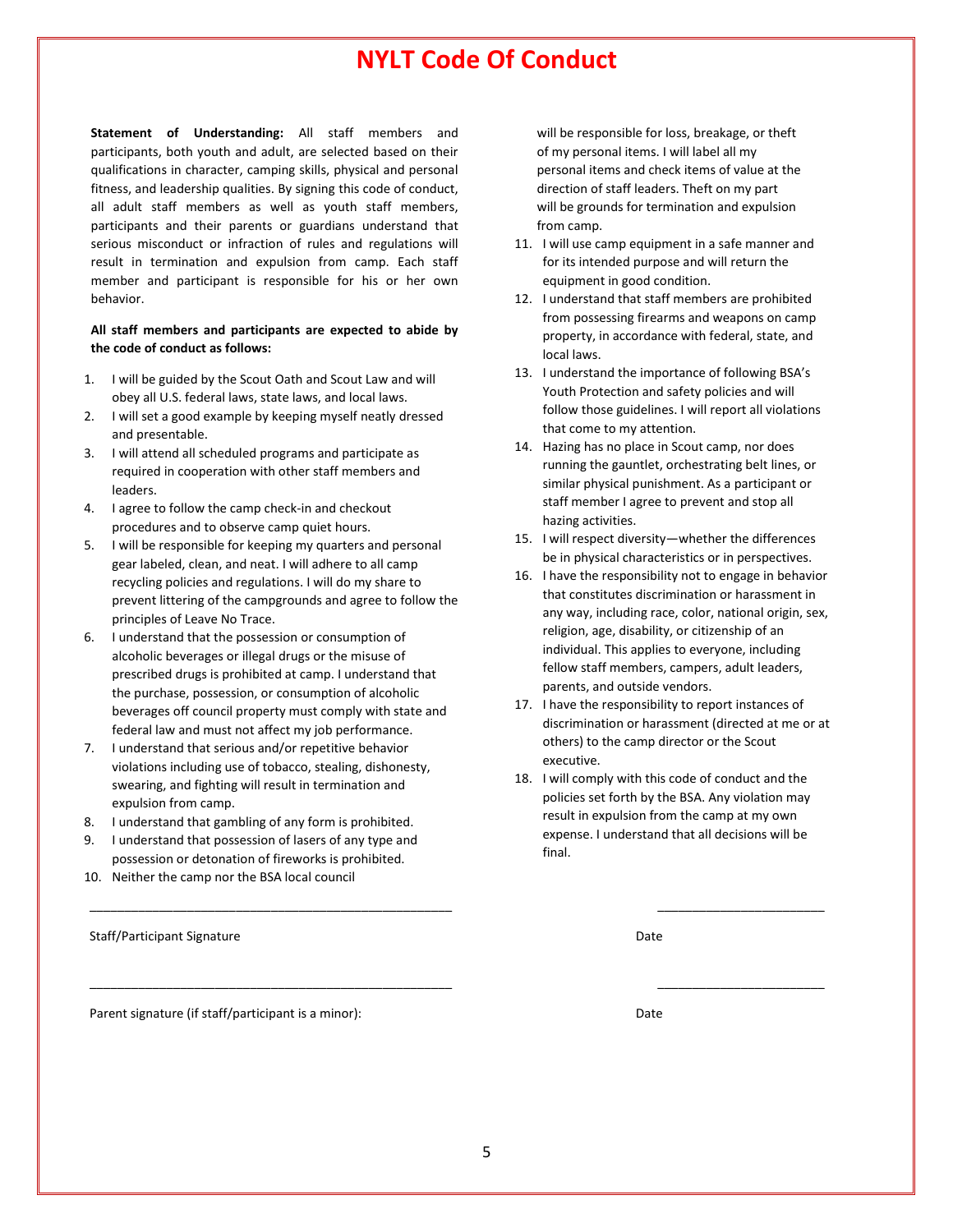# NYLT Code Of Conduct

**Statement of Understanding:** All staff members and participants, both youth and adult, are selected based on their qualifications in character, camping skills, physical and personal fitness, and leadership qualities. By signing this code of conduct, all adult staff members as well as youth staff members, participants and their parents or guardians understand that serious misconduct or infraction of rules and regulations will result in termination and expulsion from camp. Each staff member and participant is responsible for his or her own behavior.

**All staff members and participants are expected to abide by the code of conduct as follows:**

1. I will be guided by the Scout Oath and Scout Law and will obey all U.S. federal laws, state laws, and local laws.
2. I will set a good example by keeping myself neatly dressed and presentable.
3. I will attend all scheduled programs and participate as required in cooperation with other staff members and leaders.
4. I agree to follow the camp check-in and checkout procedures and to observe camp quiet hours.
5. I will be responsible for keeping my quarters and personal gear labeled, clean, and neat. I will adhere to all camp recycling policies and regulations. I will do my share to prevent littering of the campgrounds and agree to follow the principles of Leave No Trace.
6. I understand that the possession or consumption of alcoholic beverages or illegal drugs or the misuse of prescribed drugs is prohibited at camp. I understand that the purchase, possession, or consumption of alcoholic beverages off council property must comply with state and federal law and must not affect my job performance.
7. I understand that serious and/or repetitive behavior violations including use of tobacco, stealing, dishonesty, swearing, and fighting will result in termination and expulsion from camp.
8. I understand that gambling of any form is prohibited.
9. I understand that possession of lasers of any type and possession or detonation of fireworks is prohibited.
10. Neither the camp nor the BSA local council will be responsible for loss, breakage, or theft of my personal items. I will label all my personal items and check items of value at the direction of staff leaders. Theft on my part will be grounds for termination and expulsion from camp.
11. I will use camp equipment in a safe manner and for its intended purpose and will return the equipment in good condition.
12. I understand that staff members are prohibited from possessing firearms and weapons on camp property, in accordance with federal, state, and local laws.
13. I understand the importance of following BSA's Youth Protection and safety policies and will follow those guidelines. I will report all violations that come to my attention.
14. Hazing has no place in Scout camp, nor does running the gauntlet, orchestrating belt lines, or similar physical punishment. As a participant or staff member I agree to prevent and stop all hazing activities.
15. I will respect diversity—whether the differences be in physical characteristics or in perspectives.
16. I have the responsibility not to engage in behavior that constitutes discrimination or harassment in any way, including race, color, national origin, sex, religion, age, disability, or citizenship of an individual. This applies to everyone, including fellow staff members, campers, adult leaders, parents, and outside vendors.
17. I have the responsibility to report instances of discrimination or harassment (directed at me or at others) to the camp director or the Scout executive.
18. I will comply with this code of conduct and the policies set forth by the BSA. Any violation may result in expulsion from the camp at my own expense. I understand that all decisions will be final.

_____________________________________________________ _______________________

Staff/Participant Signature Date

_____________________________________________________ _______________________

Parent signature (if staff/participant is a minor): Date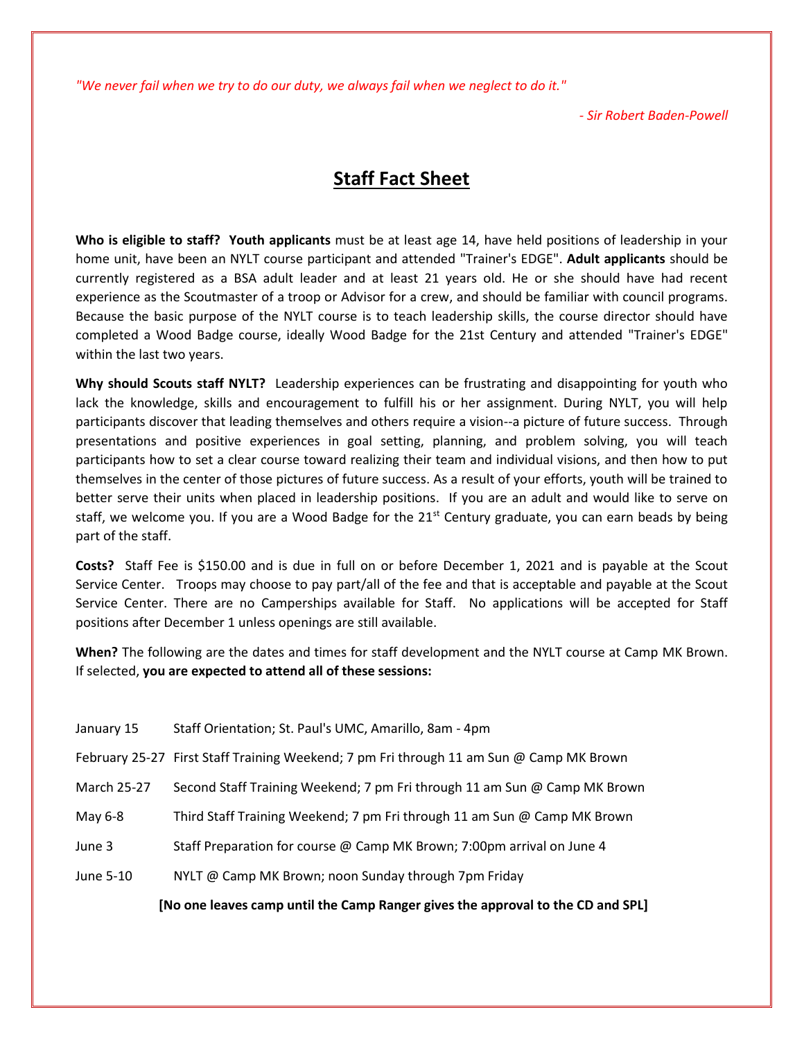*"We never fail when we try to do our duty, we always fail when we neglect to do it."*

*- Sir Robert Baden-Powell*

# Staff Fact Sheet

**Who is eligible to staff? Youth applicants** must be at least age 14, have held positions of leadership in your home unit, have been an NYLT course participant and attended "Trainer's EDGE". **Adult applicants** should be currently registered as a BSA adult leader and at least 21 years old. He or she should have had recent experience as the Scoutmaster of a troop or Advisor for a crew, and should be familiar with council programs. Because the basic purpose of the NYLT course is to teach leadership skills, the course director should have completed a Wood Badge course, ideally Wood Badge for the 21st Century and attended "Trainer's EDGE" within the last two years.

**Why should Scouts staff NYLT?** Leadership experiences can be frustrating and disappointing for youth who lack the knowledge, skills and encouragement to fulfill his or her assignment. During NYLT, you will help participants discover that leading themselves and others require a vision--a picture of future success. Through presentations and positive experiences in goal setting, planning, and problem solving, you will teach participants how to set a clear course toward realizing their team and individual visions, and then how to put themselves in the center of those pictures of future success. As a result of your efforts, youth will be trained to better serve their units when placed in leadership positions. If you are an adult and would like to serve on staff, we welcome you. If you are a Wood Badge for the 21st Century graduate, you can earn beads by being part of the staff.

**Costs?** Staff Fee is $150.00 and is due in full on or before December 1, 2021 and is payable at the Scout Service Center. Troops may choose to pay part/all of the fee and that is acceptable and payable at the Scout Service Center. There are no Camperships available for Staff. No applications will be accepted for Staff positions after December 1 unless openings are still available.

**When?** The following are the dates and times for staff development and the NYLT course at Camp MK Brown. If selected, **you are expected to attend all of these sessions:**

| | |
|---|---|
| January 15 | Staff Orientation; St. Paul's UMC, Amarillo, 8am - 4pm |
| February 25-27 | First Staff Training Weekend; 7 pm Fri through 11 am Sun @ Camp MK Brown |
| March 25-27 | Second Staff Training Weekend; 7 pm Fri through 11 am Sun @ Camp MK Brown |
| May 6-8 | Third Staff Training Weekend; 7 pm Fri through 11 am Sun @ Camp MK Brown |
| June 3 | Staff Preparation for course @ Camp MK Brown; 7:00pm arrival on June 4 |
| June 5-10 | NYLT @ Camp MK Brown; noon Sunday through 7pm Friday |

**[No one leaves camp until the Camp Ranger gives the approval to the CD and SPL]**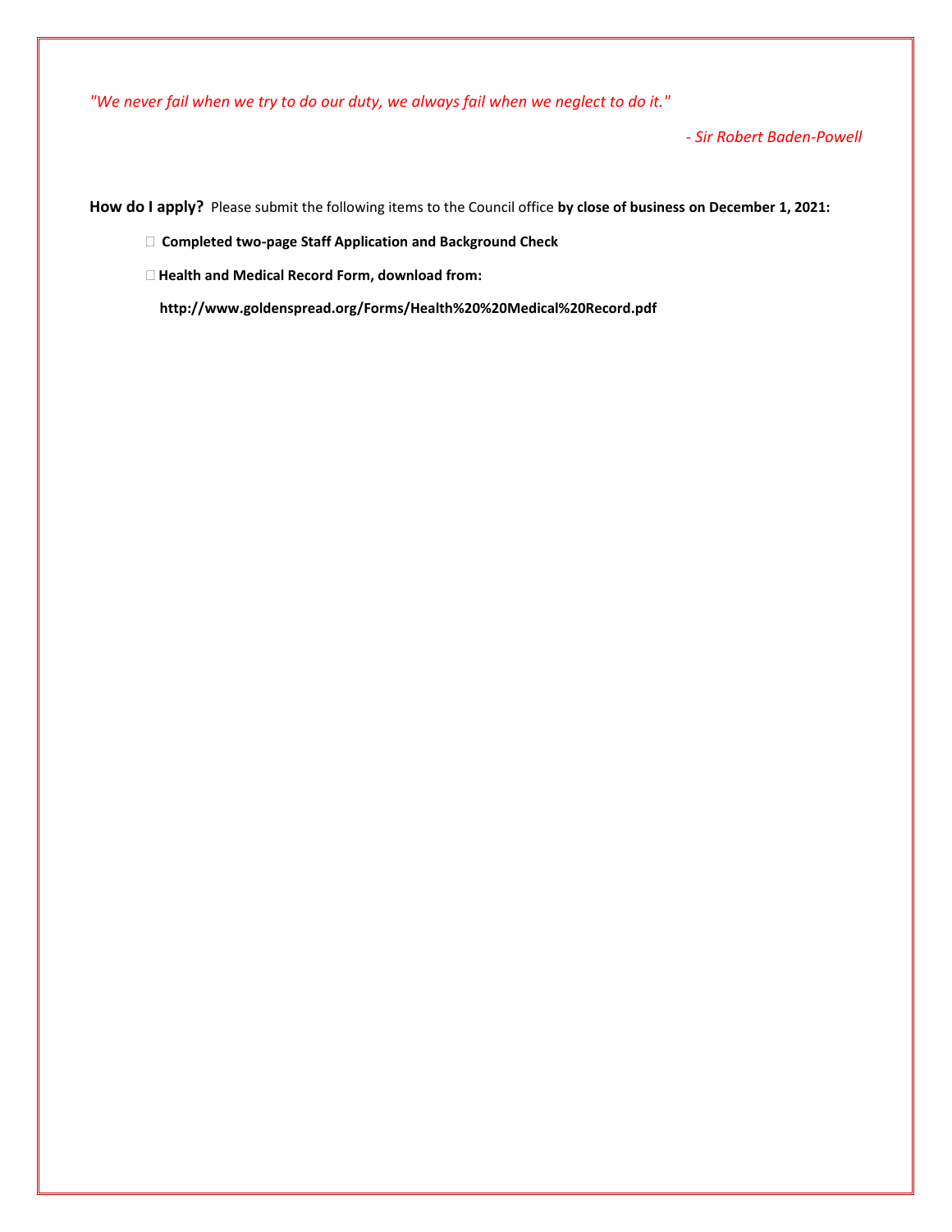*"We never fail when we try to do our duty, we always fail when we neglect to do it."*

*- Sir Robert Baden-Powell*

**How do I apply?** Please submit the following items to the Council office **by close of business on December 1, 2021:**

- **Completed two-page Staff Application and Background Check**
- **Health and Medical Record Form, download from:**

  **http://www.goldenspread.org/Forms/Health%20%20Medical%20Record.pdf**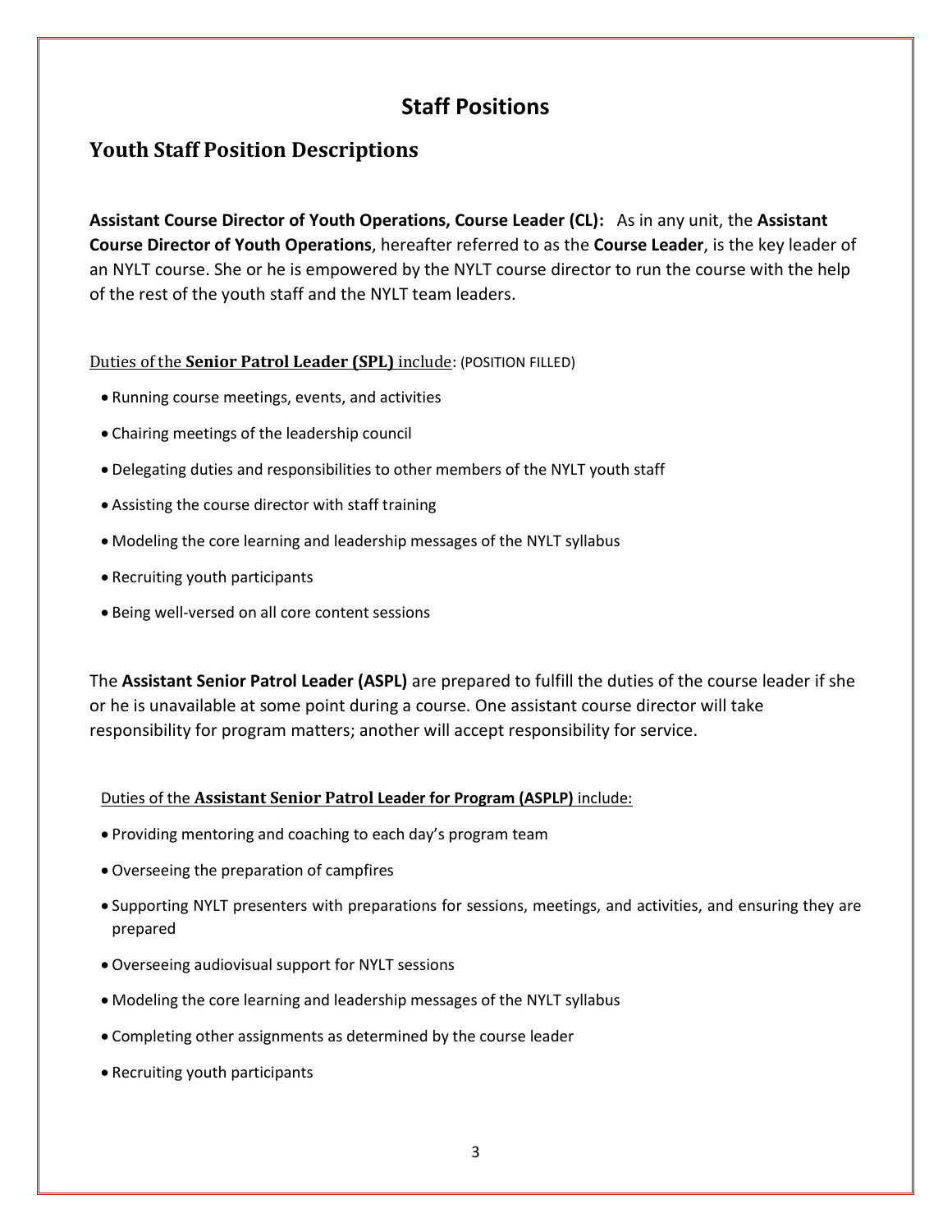# Staff Positions

## Youth Staff Position Descriptions

**Assistant Course Director of Youth Operations, Course Leader (CL):** As in any unit, the **Assistant Course Director of Youth Operations**, hereafter referred to as the **Course Leader**, is the key leader of an NYLT course. She or he is empowered by the NYLT course director to run the course with the help of the rest of the youth staff and the NYLT team leaders.

Duties of the **Senior Patrol Leader (SPL)** include: (POSITION FILLED)

- Running course meetings, events, and activities
- Chairing meetings of the leadership council
- Delegating duties and responsibilities to other members of the NYLT youth staff
- Assisting the course director with staff training
- Modeling the core learning and leadership messages of the NYLT syllabus
- Recruiting youth participants
- Being well-versed on all core content sessions

The **Assistant Senior Patrol Leader (ASPL)** are prepared to fulfill the duties of the course leader if she or he is unavailable at some point during a course. One assistant course director will take responsibility for program matters; another will accept responsibility for service.

Duties of the **Assistant Senior Patrol Leader for Program (ASPLP)** include:

- Providing mentoring and coaching to each day's program team
- Overseeing the preparation of campfires
- Supporting NYLT presenters with preparations for sessions, meetings, and activities, and ensuring they are prepared
- Overseeing audiovisual support for NYLT sessions
- Modeling the core learning and leadership messages of the NYLT syllabus
- Completing other assignments as determined by the course leader
- Recruiting youth participants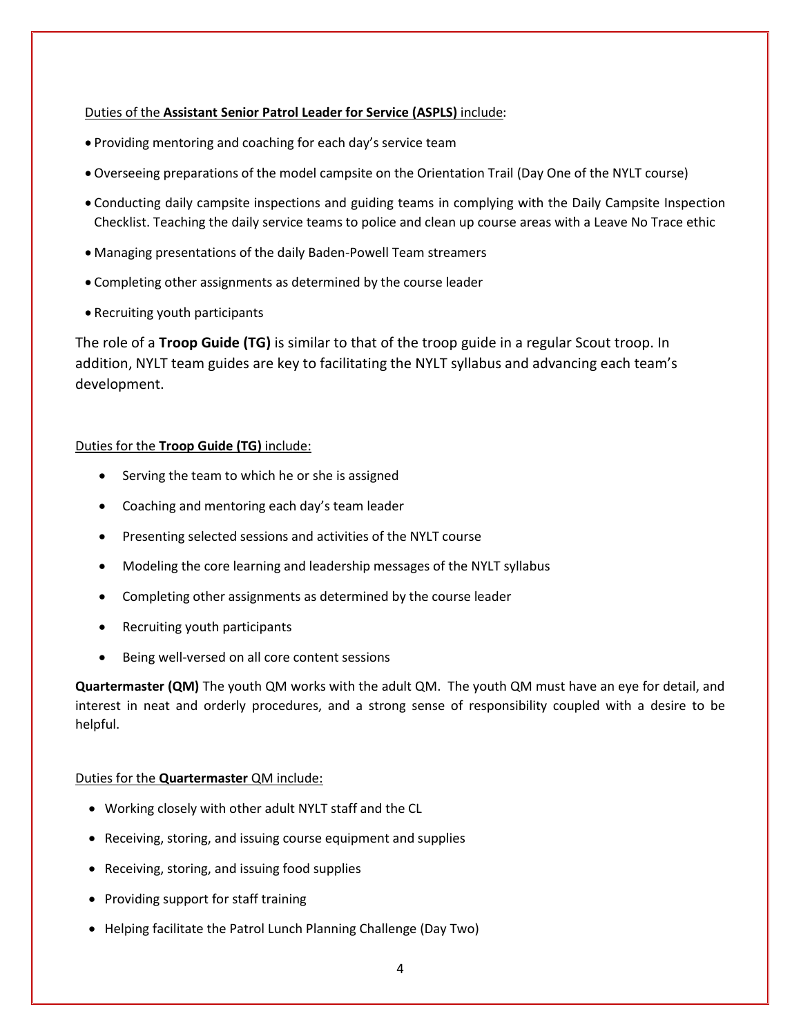Duties of the **Assistant Senior Patrol Leader for Service (ASPLS)** include:

- Providing mentoring and coaching for each day's service team
- Overseeing preparations of the model campsite on the Orientation Trail (Day One of the NYLT course)
- Conducting daily campsite inspections and guiding teams in complying with the Daily Campsite Inspection Checklist. Teaching the daily service teams to police and clean up course areas with a Leave No Trace ethic
- Managing presentations of the daily Baden-Powell Team streamers
- Completing other assignments as determined by the course leader
- Recruiting youth participants

The role of a **Troop Guide (TG)** is similar to that of the troop guide in a regular Scout troop. In addition, NYLT team guides are key to facilitating the NYLT syllabus and advancing each team's development.

Duties for the **Troop Guide (TG)** include:

- Serving the team to which he or she is assigned
- Coaching and mentoring each day's team leader
- Presenting selected sessions and activities of the NYLT course
- Modeling the core learning and leadership messages of the NYLT syllabus
- Completing other assignments as determined by the course leader
- Recruiting youth participants
- Being well-versed on all core content sessions

**Quartermaster (QM)** The youth QM works with the adult QM. The youth QM must have an eye for detail, and interest in neat and orderly procedures, and a strong sense of responsibility coupled with a desire to be helpful.

Duties for the **Quartermaster** QM include:

- Working closely with other adult NYLT staff and the CL
- Receiving, storing, and issuing course equipment and supplies
- Receiving, storing, and issuing food supplies
- Providing support for staff training
- Helping facilitate the Patrol Lunch Planning Challenge (Day Two)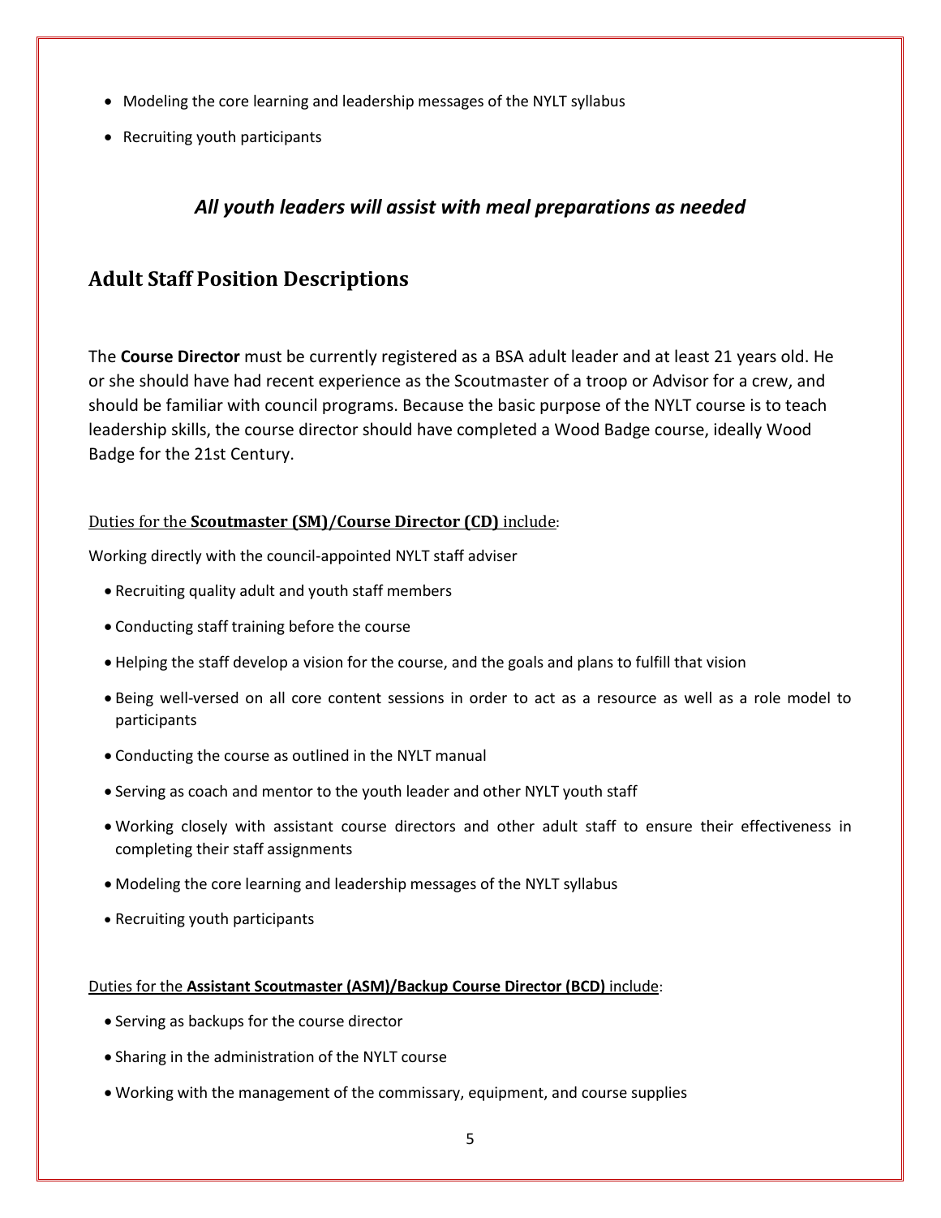- Modeling the core learning and leadership messages of the NYLT syllabus
- Recruiting youth participants

### *All youth leaders will assist with meal preparations as needed*

## Adult Staff Position Descriptions

The **Course Director** must be currently registered as a BSA adult leader and at least 21 years old. He or she should have had recent experience as the Scoutmaster of a troop or Advisor for a crew, and should be familiar with council programs. Because the basic purpose of the NYLT course is to teach leadership skills, the course director should have completed a Wood Badge course, ideally Wood Badge for the 21st Century.

Duties for the **Scoutmaster (SM)/Course Director (CD)** include:

Working directly with the council-appointed NYLT staff adviser

- Recruiting quality adult and youth staff members
- Conducting staff training before the course
- Helping the staff develop a vision for the course, and the goals and plans to fulfill that vision
- Being well-versed on all core content sessions in order to act as a resource as well as a role model to participants
- Conducting the course as outlined in the NYLT manual
- Serving as coach and mentor to the youth leader and other NYLT youth staff
- Working closely with assistant course directors and other adult staff to ensure their effectiveness in completing their staff assignments
- Modeling the core learning and leadership messages of the NYLT syllabus
- Recruiting youth participants

Duties for the **Assistant Scoutmaster (ASM)/Backup Course Director (BCD)** include:

- Serving as backups for the course director
- Sharing in the administration of the NYLT course
- Working with the management of the commissary, equipment, and course supplies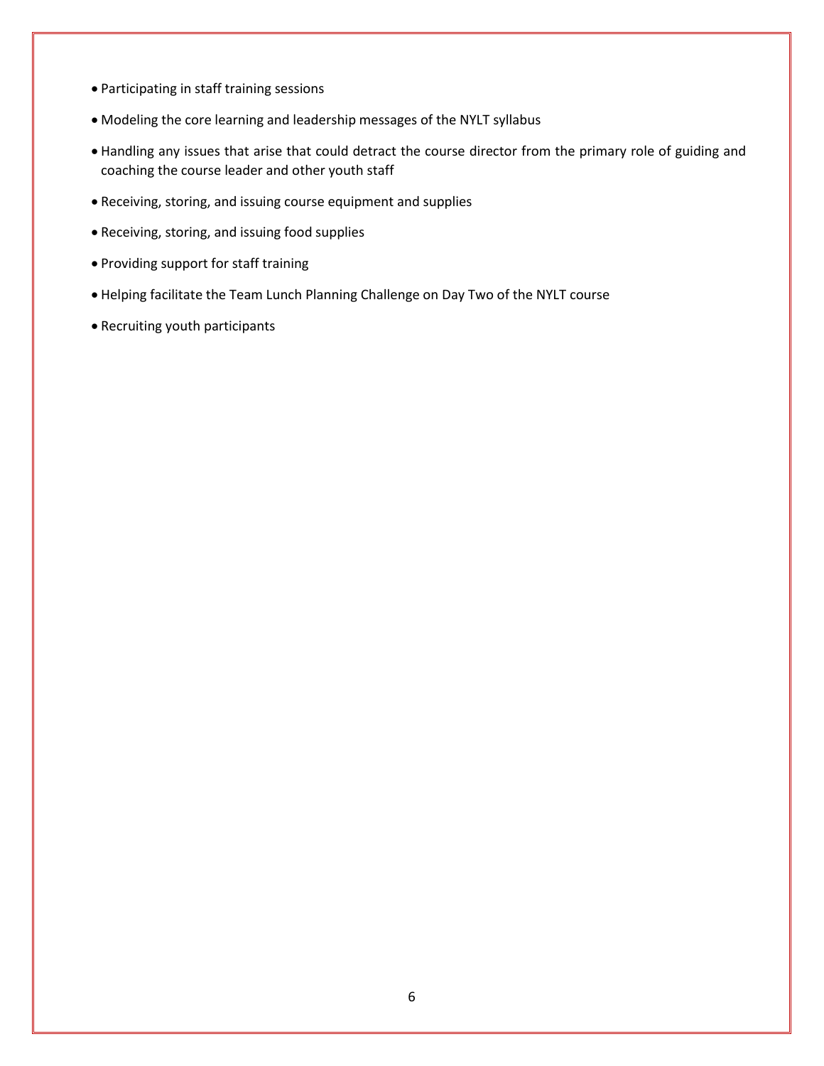- Participating in staff training sessions
- Modeling the core learning and leadership messages of the NYLT syllabus
- Handling any issues that arise that could detract the course director from the primary role of guiding and coaching the course leader and other youth staff
- Receiving, storing, and issuing course equipment and supplies
- Receiving, storing, and issuing food supplies
- Providing support for staff training
- Helping facilitate the Team Lunch Planning Challenge on Day Two of the NYLT course
- Recruiting youth participants